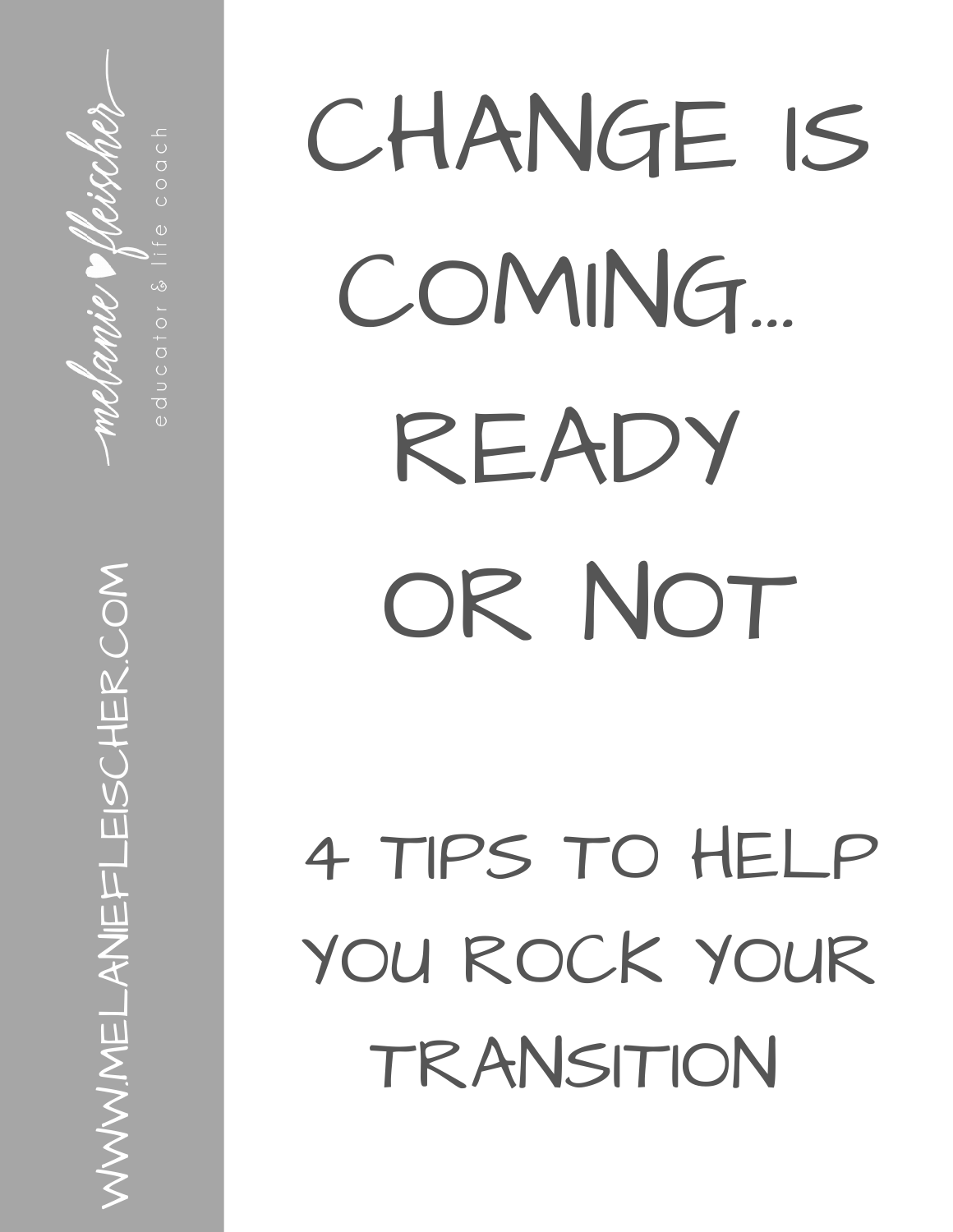melanie fleischer

educator & life coach

WWW.MELANIEFLEISCHER.COM

# CHANGE IS COMING... READY OR NOT

## 4 TIPS TO HELP YOU ROCK YOUR TRANSITION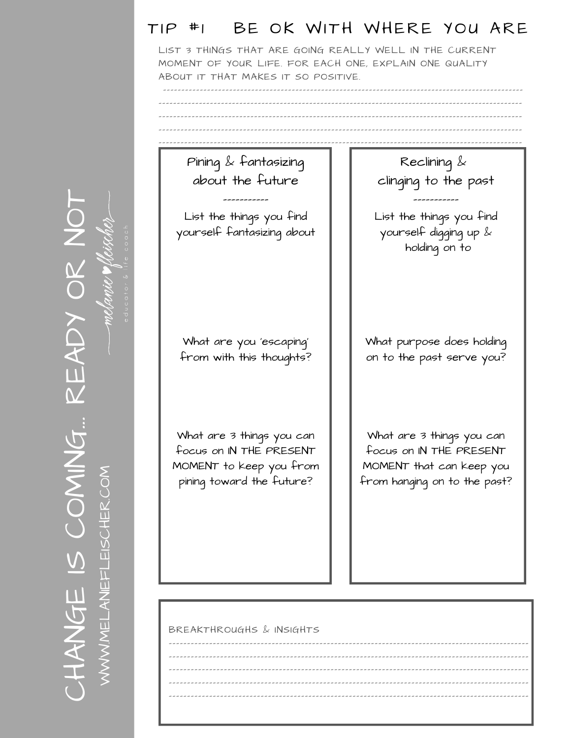# TIP #1 BE OK WITH WHERE YOU ARE

LIST 3 THINGS THAT ARE GOING REALLY WELL IN THE CURRENT MOMENT OF YOUR LIFE. FOR EACH ONE, EXPLAIN ONE QUALITY ABOUT IT THAT MAKES IT SO POSITIVE.

---

## Pining & fantasizing about the future

List the things you find yourself fantasizing about

What are you 'escaping' from with this thoughts?

What are 3 things you can focus on IN THE PRESENT MOMENT to keep you from pining toward the future?

## Reclining & clinging to the past

List the things you find yourself digging up & holding on to

What purpose does holding on to the past serve you?

What are 3 things you can focus on IN THE PRESENT MOMENT that can keep you from hanging on to the past?

---

BREAKTHROUGHS & INSIGHTS

---

CHANGE IS COMING... READY OR NOT

melanie fleischer — educator & life coach

WWW.MELANIEFLEISCHER.COM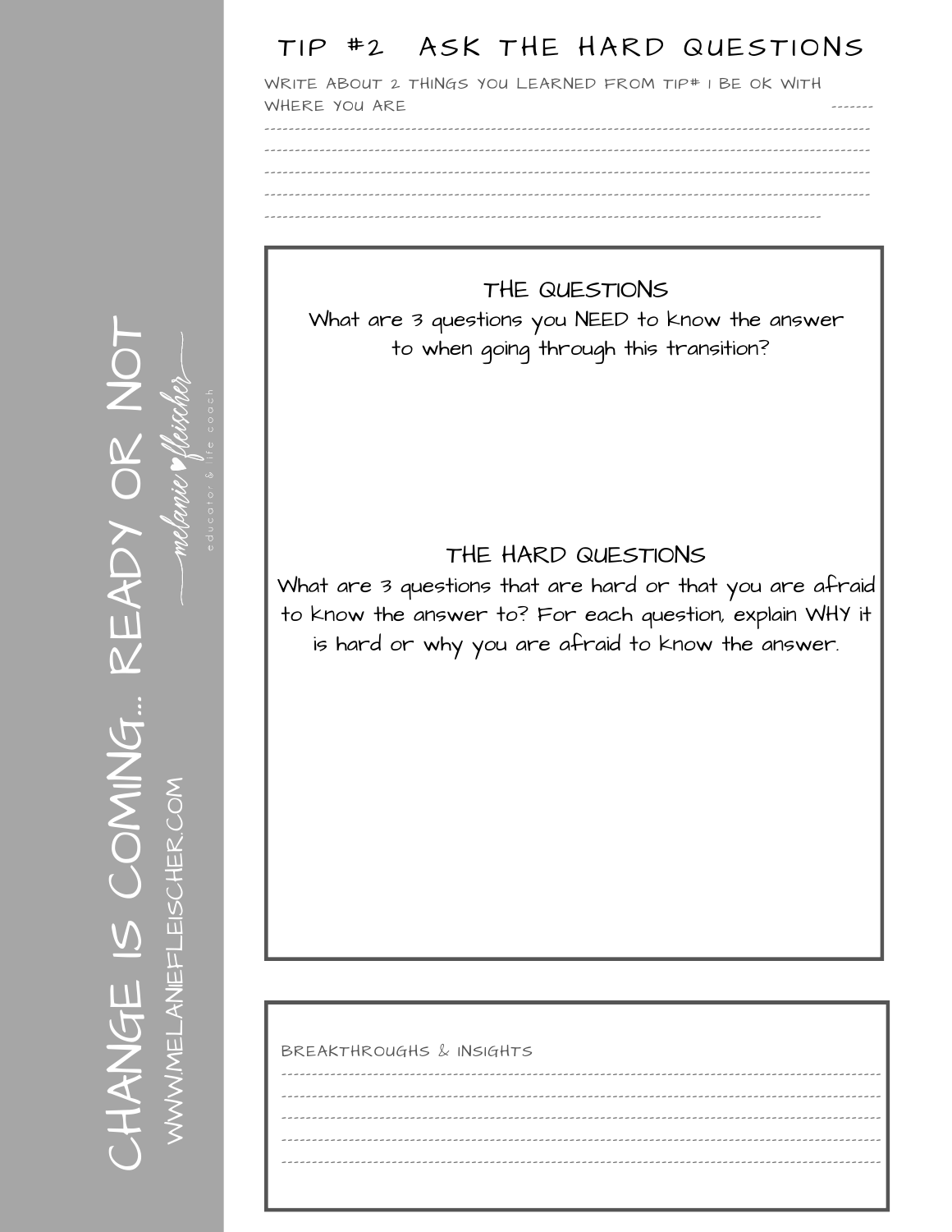# TIP #2 ASK THE HARD QUESTIONS

WRITE ABOUT 2 THINGS YOU LEARNED FROM TIP# 1 BE OK WITH WHERE YOU ARE

## THE QUESTIONS

What are 3 questions you NEED to know the answer to when going through this transition?

## THE HARD QUESTIONS

What are 3 questions that are hard or that you are afraid to know the answer to? For each question, explain WHY it is hard or why you are afraid to know the answer.

BREAKTHROUGHS & INSIGHTS

CHANGE IS COMING... READY OR NOT

WWW.MELANIEFLEISCHER.COM

melanie fleischer

educator & life coach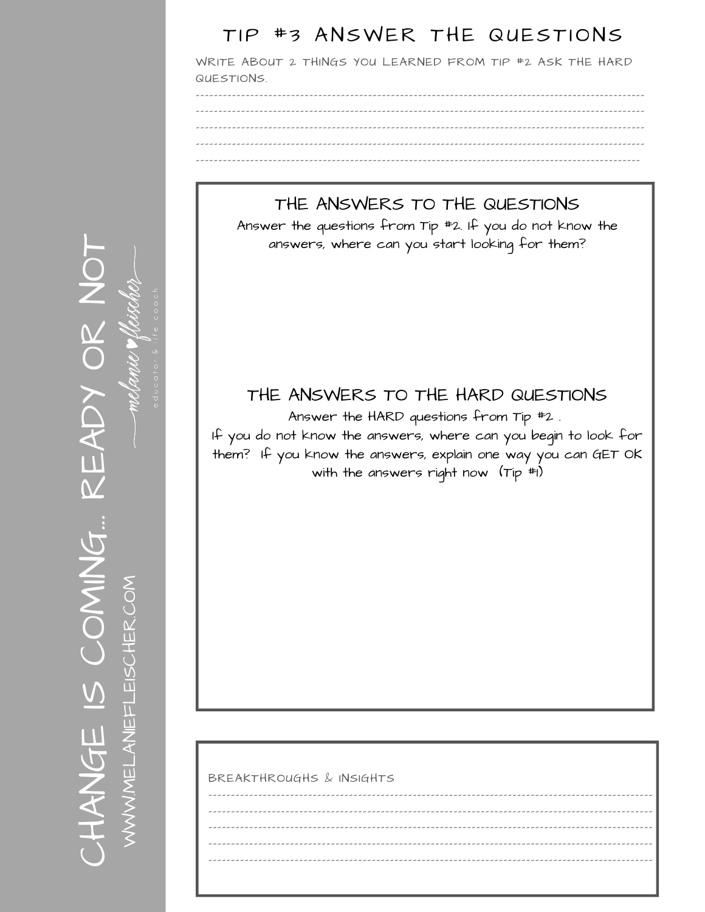# TIP #3 ANSWER THE QUESTIONS

WRITE ABOUT 2 THINGS YOU LEARNED FROM TIP #2 ASK THE HARD QUESTIONS.

------------------------------------------------------------------------------------------------

------------------------------------------------------------------------------------------------

------------------------------------------------------------------------------------------------

------------------------------------------------------------------------------------------------

------------------------------------------------------------------------------------------------

## THE ANSWERS TO THE QUESTIONS

Answer the questions from Tip #2. If you do not know the answers, where can you start looking for them?

## THE ANSWERS TO THE HARD QUESTIONS

Answer the HARD questions from Tip #2 .
If you do not know the answers, where can you begin to look for them? If you know the answers, explain one way you can GET OK with the answers right now (Tip #1)

BREAKTHROUGHS & INSIGHTS

------------------------------------------------------------------------------------------------

------------------------------------------------------------------------------------------------

------------------------------------------------------------------------------------------------

------------------------------------------------------------------------------------------------

------------------------------------------------------------------------------------------------

CHANGE IS COMING... READY OR NOT

WWW.MELANIEFLEISCHER.COM

melanie fleischer — educator & life coach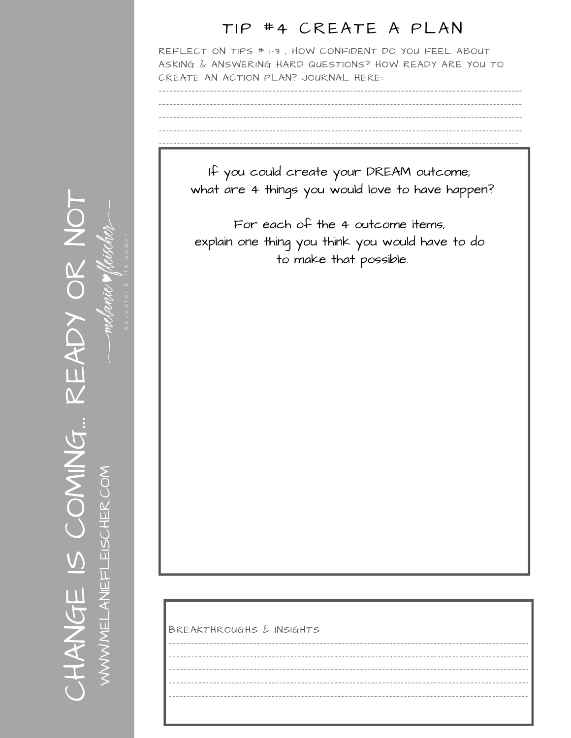# TIP #4 CREATE A PLAN

REFLECT ON TIPS # 1-3 , HOW CONFIDENT DO YOU FEEL ABOUT ASKING & ANSWERING HARD QUESTIONS? HOW READY ARE YOU TO CREATE AN ACTION PLAN? JOURNAL HERE:

---

---

---

---

---

If you could create your DREAM outcome, what are 4 things you would love to have happen?

For each of the 4 outcome items, explain one thing you think you would have to do to make that possible.

BREAKTHROUGHS & INSIGHTS

---

---

---

---

---

CHANGE IS COMING... READY OR NOT

WWW.MELANIEFLEISCHER.COM

melanie fleischer

educator & life coach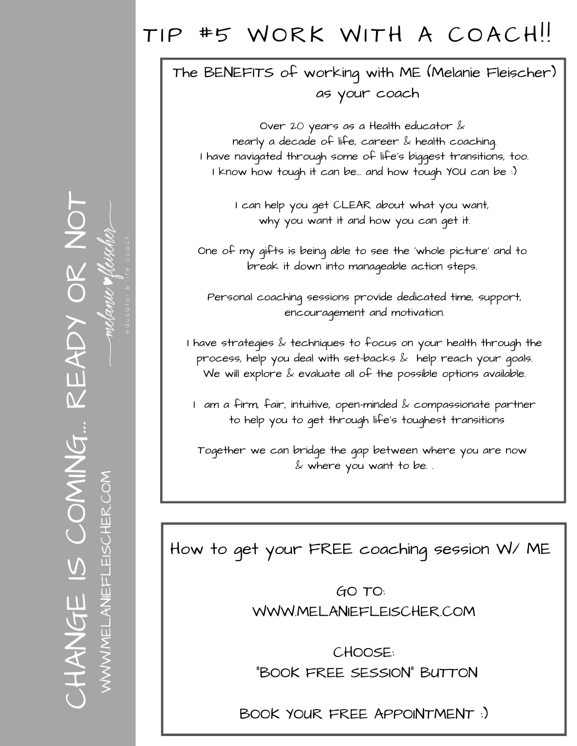# TIP #5 WORK WITH A COACH!!

## The BENEFITS of working with ME (Melanie Fleischer) as your coach

Over 20 years as a Health educator & nearly a decade of life, career & health coaching. I have navigated through some of life's biggest transitions, too. I know how tough it can be... and how tough YOU can be :)

I can help you get CLEAR about what you want, why you want it and how you can get it.

One of my gifts is being able to see the 'whole picture' and to break it down into manageable action steps.

Personal coaching sessions provide dedicated time, support, encouragement and motivation.

I have strategies & techniques to focus on your health through the process, help you deal with set-backs & help reach your goals. We will explore & evaluate all of the possible options available.

I am a firm, fair, intuitive, open-minded & compassionate partner to help you to get through life's toughest transitions

Together we can bridge the gap between where you are now & where you want to be. .

## How to get your FREE coaching session W/ ME

GO TO:
WWW.MELANIEFLEISCHER.COM

CHOOSE:
"BOOK FREE SESSION" BUTTON

BOOK YOUR FREE APPOINTMENT :)

CHANGE IS COMING... READY OR NOT

WWW.MELANIEFLEISCHER.COM

melanie fleischer — educator & life coach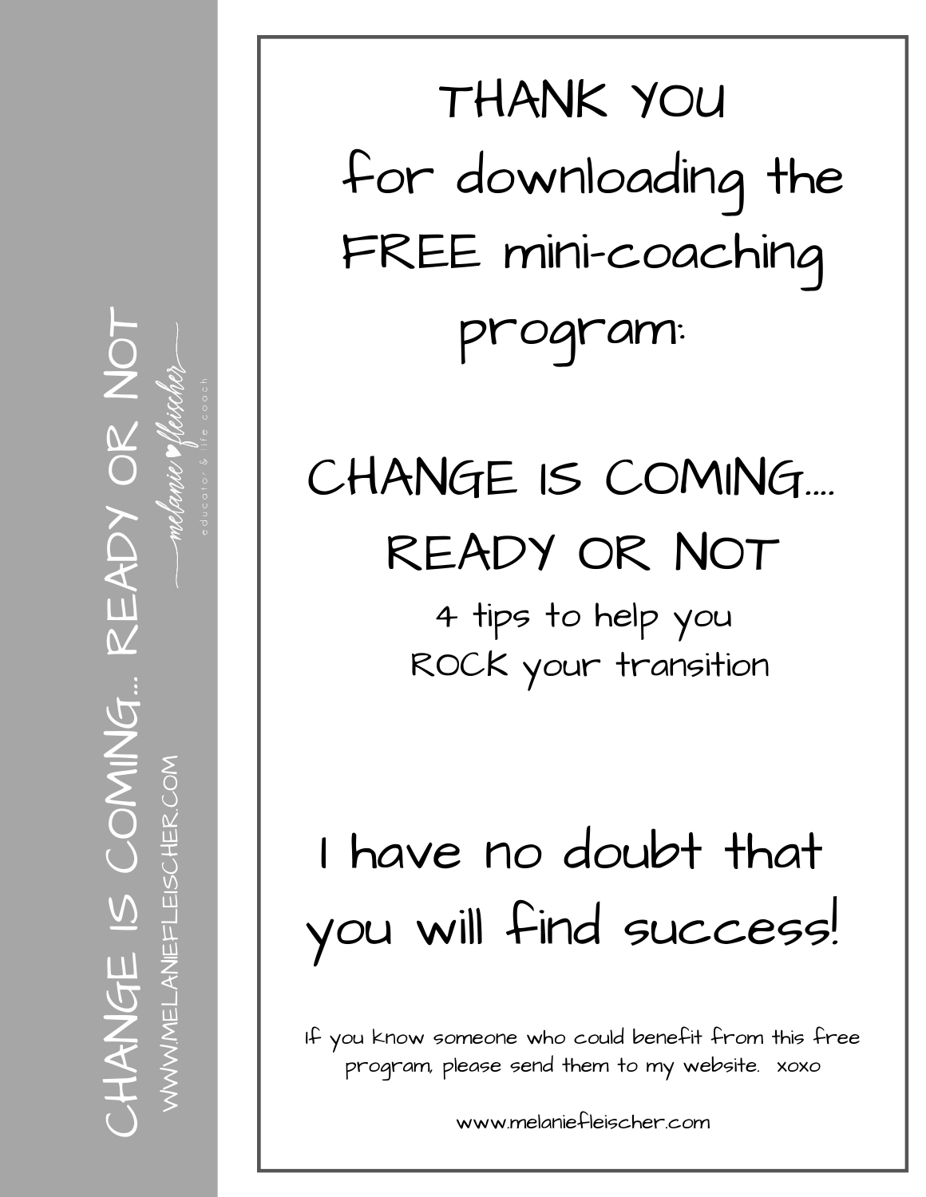# THANK YOU
## for downloading the FREE mini-coaching program:

# CHANGE IS COMING.... READY OR NOT

4 tips to help you ROCK your transition

## I have no doubt that you will find success!

If you know someone who could benefit from this free program, please send them to my website. xoxo

www.melaniefleischer.com